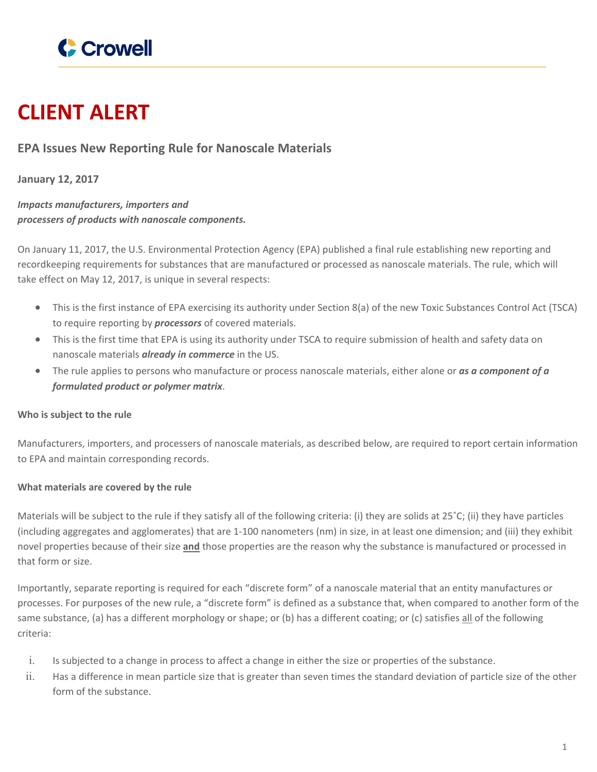Crowell

# CLIENT ALERT

## EPA Issues New Reporting Rule for Nanoscale Materials

**January 12, 2017**

***Impacts manufacturers, importers and processers of products with nanoscale components.***

On January 11, 2017, the U.S. Environmental Protection Agency (EPA) published a final rule establishing new reporting and recordkeeping requirements for substances that are manufactured or processed as nanoscale materials. The rule, which will take effect on May 12, 2017, is unique in several respects:

- This is the first instance of EPA exercising its authority under Section 8(a) of the new Toxic Substances Control Act (TSCA) to require reporting by ***processors*** of covered materials.
- This is the first time that EPA is using its authority under TSCA to require submission of health and safety data on nanoscale materials ***already in commerce*** in the US.
- The rule applies to persons who manufacture or process nanoscale materials, either alone or ***as a component of a formulated product or polymer matrix***.

**Who is subject to the rule**

Manufacturers, importers, and processers of nanoscale materials, as described below, are required to report certain information to EPA and maintain corresponding records.

**What materials are covered by the rule**

Materials will be subject to the rule if they satisfy all of the following criteria: (i) they are solids at 25˚C; (ii) they have particles (including aggregates and agglomerates) that are 1-100 nanometers (nm) in size, in at least one dimension; and (iii) they exhibit novel properties because of their size **and** those properties are the reason why the substance is manufactured or processed in that form or size.

Importantly, separate reporting is required for each "discrete form" of a nanoscale material that an entity manufactures or processes. For purposes of the new rule, a "discrete form" is defined as a substance that, when compared to another form of the same substance, (a) has a different morphology or shape; or (b) has a different coating; or (c) satisfies all of the following criteria:

i. Is subjected to a change in process to affect a change in either the size or properties of the substance.
ii. Has a difference in mean particle size that is greater than seven times the standard deviation of particle size of the other form of the substance.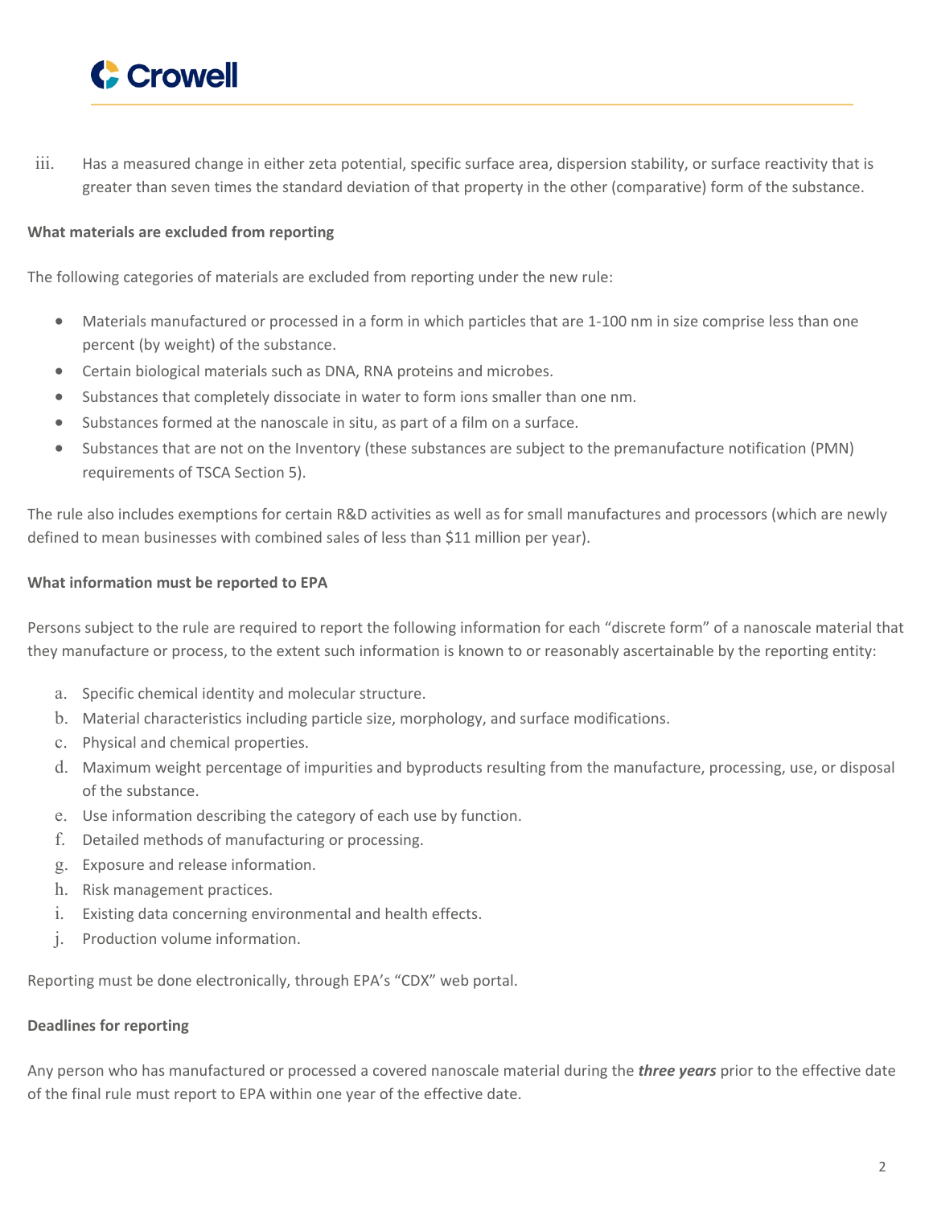iii. Has a measured change in either zeta potential, specific surface area, dispersion stability, or surface reactivity that is greater than seven times the standard deviation of that property in the other (comparative) form of the substance.

**What materials are excluded from reporting**

The following categories of materials are excluded from reporting under the new rule:

- Materials manufactured or processed in a form in which particles that are 1-100 nm in size comprise less than one percent (by weight) of the substance.
- Certain biological materials such as DNA, RNA proteins and microbes.
- Substances that completely dissociate in water to form ions smaller than one nm.
- Substances formed at the nanoscale in situ, as part of a film on a surface.
- Substances that are not on the Inventory (these substances are subject to the premanufacture notification (PMN) requirements of TSCA Section 5).

The rule also includes exemptions for certain R&D activities as well as for small manufactures and processors (which are newly defined to mean businesses with combined sales of less than $11 million per year).

**What information must be reported to EPA**

Persons subject to the rule are required to report the following information for each "discrete form" of a nanoscale material that they manufacture or process, to the extent such information is known to or reasonably ascertainable by the reporting entity:

a. Specific chemical identity and molecular structure.
b. Material characteristics including particle size, morphology, and surface modifications.
c. Physical and chemical properties.
d. Maximum weight percentage of impurities and byproducts resulting from the manufacture, processing, use, or disposal of the substance.
e. Use information describing the category of each use by function.
f. Detailed methods of manufacturing or processing.
g. Exposure and release information.
h. Risk management practices.
i. Existing data concerning environmental and health effects.
j. Production volume information.

Reporting must be done electronically, through EPA's "CDX" web portal.

**Deadlines for reporting**

Any person who has manufactured or processed a covered nanoscale material during the ***three years*** prior to the effective date of the final rule must report to EPA within one year of the effective date.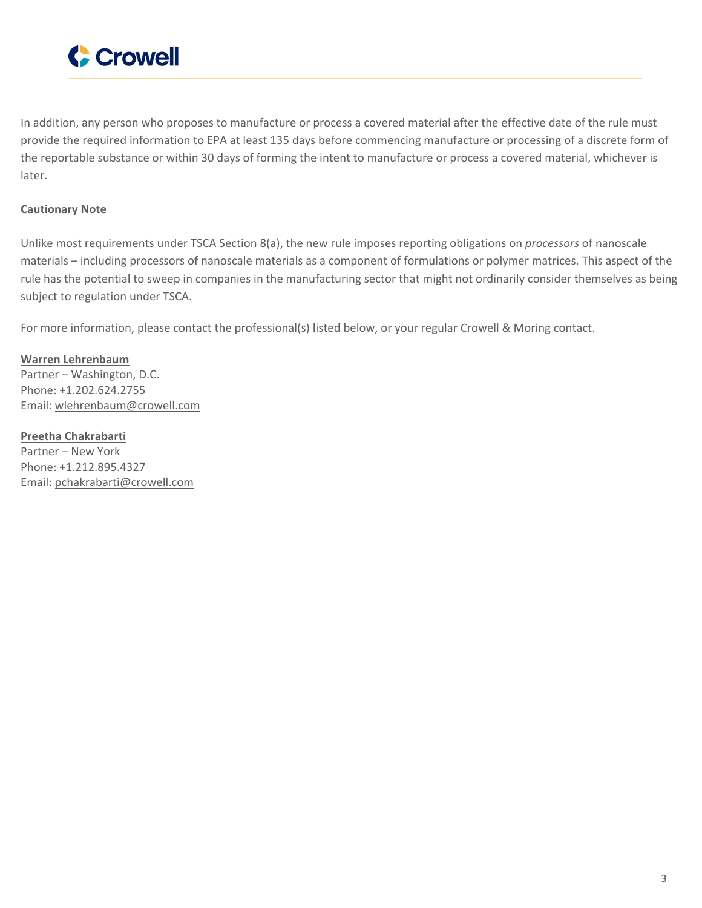In addition, any person who proposes to manufacture or process a covered material after the effective date of the rule must provide the required information to EPA at least 135 days before commencing manufacture or processing of a discrete form of the reportable substance or within 30 days of forming the intent to manufacture or process a covered material, whichever is later.

**Cautionary Note**

Unlike most requirements under TSCA Section 8(a), the new rule imposes reporting obligations on *processors* of nanoscale materials – including processors of nanoscale materials as a component of formulations or polymer matrices. This aspect of the rule has the potential to sweep in companies in the manufacturing sector that might not ordinarily consider themselves as being subject to regulation under TSCA.

For more information, please contact the professional(s) listed below, or your regular Crowell & Moring contact.

**Warren Lehrenbaum**
Partner – Washington, D.C.
Phone: +1.202.624.2755
Email: wlehrenbaum@crowell.com

**Preetha Chakrabarti**
Partner – New York
Phone: +1.212.895.4327
Email: pchakrabarti@crowell.com